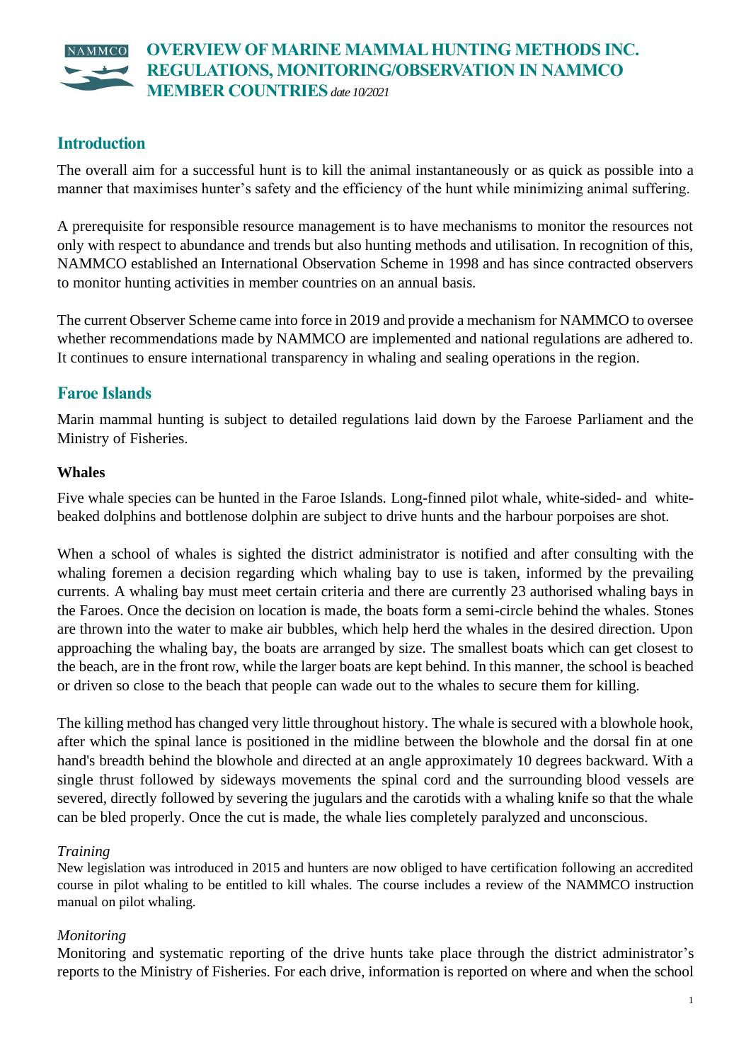# OVERVIEW OF MARINE MAMMAL HUNTING METHODS INC. REGULATIONS, MONITORING/OBSERVATION IN NAMMCO MEMBER COUNTRIES *date 10/2021*

## Introduction

The overall aim for a successful hunt is to kill the animal instantaneously or as quick as possible into a manner that maximises hunter's safety and the efficiency of the hunt while minimizing animal suffering.

A prerequisite for responsible resource management is to have mechanisms to monitor the resources not only with respect to abundance and trends but also hunting methods and utilisation. In recognition of this, NAMMCO established an International Observation Scheme in 1998 and has since contracted observers to monitor hunting activities in member countries on an annual basis.

The current Observer Scheme came into force in 2019 and provide a mechanism for NAMMCO to oversee whether recommendations made by NAMMCO are implemented and national regulations are adhered to. It continues to ensure international transparency in whaling and sealing operations in the region.

## Faroe Islands

Marin mammal hunting is subject to detailed regulations laid down by the Faroese Parliament and the Ministry of Fisheries.

### Whales

Five whale species can be hunted in the Faroe Islands. Long-finned pilot whale, white-sided- and white-beaked dolphins and bottlenose dolphin are subject to drive hunts and the harbour porpoises are shot.

When a school of whales is sighted the district administrator is notified and after consulting with the whaling foremen a decision regarding which whaling bay to use is taken, informed by the prevailing currents. A whaling bay must meet certain criteria and there are currently 23 authorised whaling bays in the Faroes. Once the decision on location is made, the boats form a semi-circle behind the whales. Stones are thrown into the water to make air bubbles, which help herd the whales in the desired direction. Upon approaching the whaling bay, the boats are arranged by size. The smallest boats which can get closest to the beach, are in the front row, while the larger boats are kept behind. In this manner, the school is beached or driven so close to the beach that people can wade out to the whales to secure them for killing.

The killing method has changed very little throughout history. The whale is secured with a blowhole hook, after which the spinal lance is positioned in the midline between the blowhole and the dorsal fin at one hand's breadth behind the blowhole and directed at an angle approximately 10 degrees backward. With a single thrust followed by sideways movements the spinal cord and the surrounding blood vessels are severed, directly followed by severing the jugulars and the carotids with a whaling knife so that the whale can be bled properly. Once the cut is made, the whale lies completely paralyzed and unconscious.

*Training*

New legislation was introduced in 2015 and hunters are now obliged to have certification following an accredited course in pilot whaling to be entitled to kill whales. The course includes a review of the NAMMCO instruction manual on pilot whaling.

*Monitoring*

Monitoring and systematic reporting of the drive hunts take place through the district administrator's reports to the Ministry of Fisheries. For each drive, information is reported on where and when the school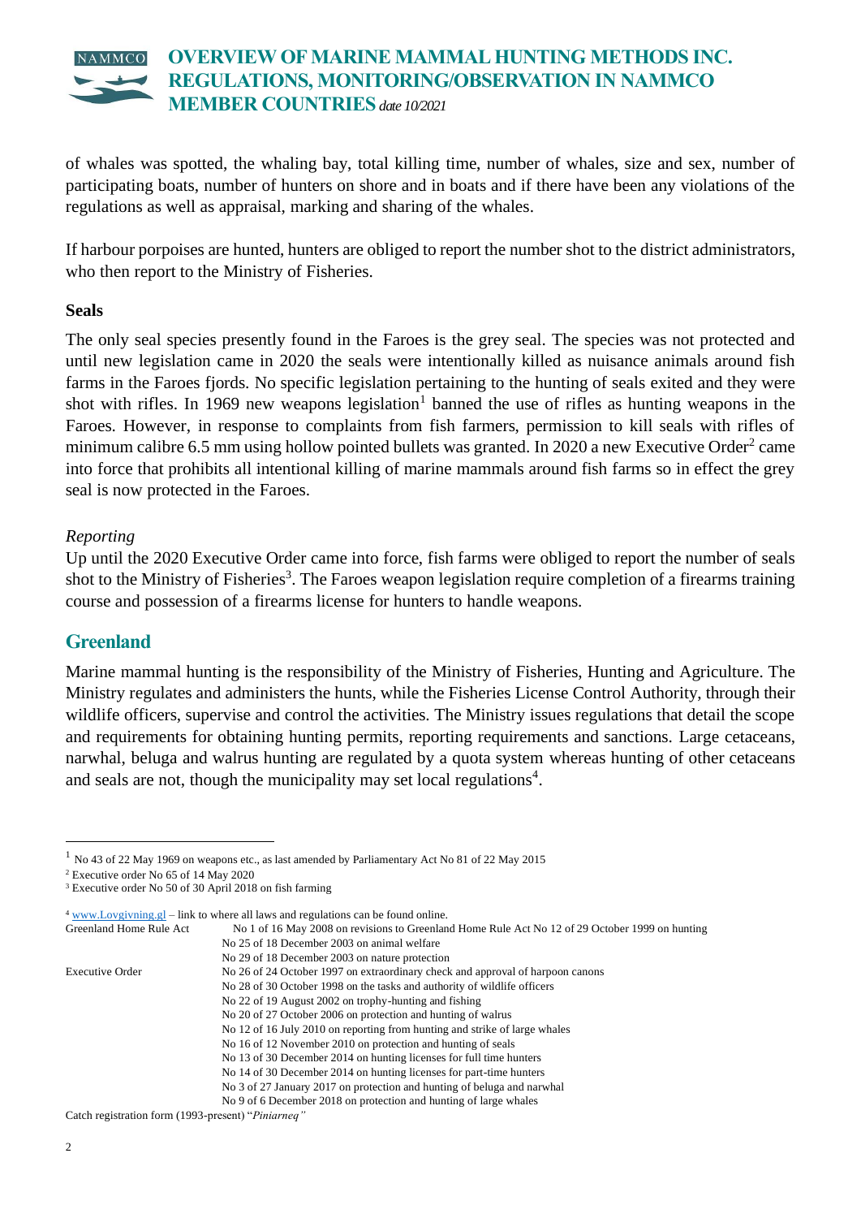of whales was spotted, the whaling bay, total killing time, number of whales, size and sex, number of participating boats, number of hunters on shore and in boats and if there have been any violations of the regulations as well as appraisal, marking and sharing of the whales.

If harbour porpoises are hunted, hunters are obliged to report the number shot to the district administrators, who then report to the Ministry of Fisheries.

**Seals**

The only seal species presently found in the Faroes is the grey seal. The species was not protected and until new legislation came in 2020 the seals were intentionally killed as nuisance animals around fish farms in the Faroes fjords. No specific legislation pertaining to the hunting of seals exited and they were shot with rifles. In 1969 new weapons legislation[1] banned the use of rifles as hunting weapons in the Faroes. However, in response to complaints from fish farmers, permission to kill seals with rifles of minimum calibre 6.5 mm using hollow pointed bullets was granted. In 2020 a new Executive Order[2] came into force that prohibits all intentional killing of marine mammals around fish farms so in effect the grey seal is now protected in the Faroes.

*Reporting*

Up until the 2020 Executive Order came into force, fish farms were obliged to report the number of seals shot to the Ministry of Fisheries[3]. The Faroes weapon legislation require completion of a firearms training course and possession of a firearms license for hunters to handle weapons.

## Greenland

Marine mammal hunting is the responsibility of the Ministry of Fisheries, Hunting and Agriculture. The Ministry regulates and administers the hunts, while the Fisheries License Control Authority, through their wildlife officers, supervise and control the activities. The Ministry issues regulations that detail the scope and requirements for obtaining hunting permits, reporting requirements and sanctions. Large cetaceans, narwhal, beluga and walrus hunting are regulated by a quota system whereas hunting of other cetaceans and seals are not, though the municipality may set local regulations[4].

---

[1] No 43 of 22 May 1969 on weapons etc., as last amended by Parliamentary Act No 81 of 22 May 2015

[2] Executive order No 65 of 14 May 2020

[3] Executive order No 50 of 30 April 2018 on fish farming

[4] www.Lovgivning.gl – link to where all laws and regulations can be found online.

Greenland Home Rule Act
- No 1 of 16 May 2008 on revisions to Greenland Home Rule Act No 12 of 29 October 1999 on hunting
- No 25 of 18 December 2003 on animal welfare
- No 29 of 18 December 2003 on nature protection

Executive Order
- No 26 of 24 October 1997 on extraordinary check and approval of harpoon canons
- No 28 of 30 October 1998 on the tasks and authority of wildlife officers
- No 22 of 19 August 2002 on trophy-hunting and fishing
- No 20 of 27 October 2006 on protection and hunting of walrus
- No 12 of 16 July 2010 on reporting from hunting and strike of large whales
- No 16 of 12 November 2010 on protection and hunting of seals
- No 13 of 30 December 2014 on hunting licenses for full time hunters
- No 14 of 30 December 2014 on hunting licenses for part-time hunters
- No 3 of 27 January 2017 on protection and hunting of beluga and narwhal
- No 9 of 6 December 2018 on protection and hunting of large whales

Catch registration form (1993-present) "*Piniarneq"*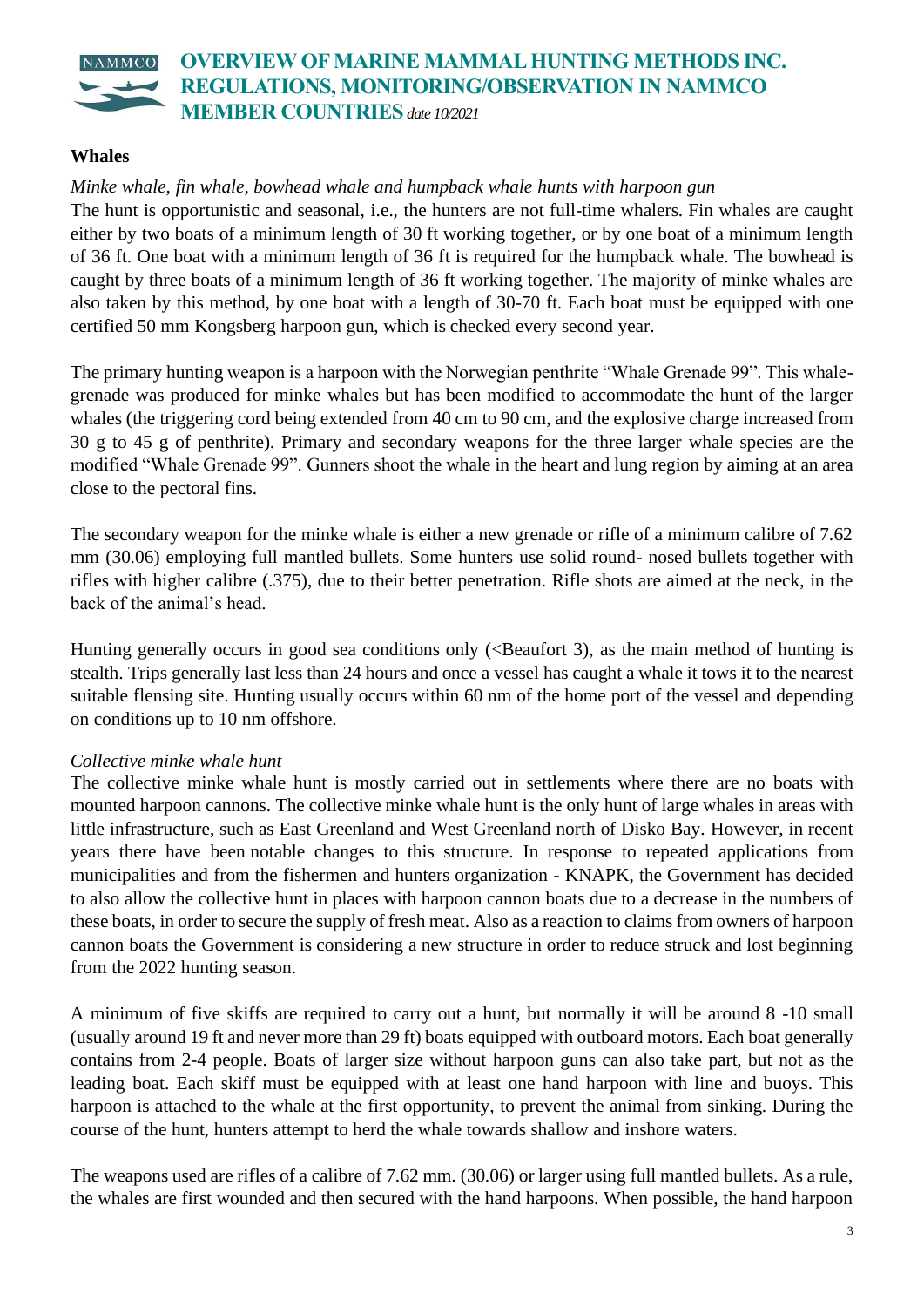## Whales

*Minke whale, fin whale, bowhead whale and humpback whale hunts with harpoon gun*

The hunt is opportunistic and seasonal, i.e., the hunters are not full-time whalers. Fin whales are caught either by two boats of a minimum length of 30 ft working together, or by one boat of a minimum length of 36 ft. One boat with a minimum length of 36 ft is required for the humpback whale. The bowhead is caught by three boats of a minimum length of 36 ft working together. The majority of minke whales are also taken by this method, by one boat with a length of 30-70 ft. Each boat must be equipped with one certified 50 mm Kongsberg harpoon gun, which is checked every second year.

The primary hunting weapon is a harpoon with the Norwegian penthrite "Whale Grenade 99". This whale-grenade was produced for minke whales but has been modified to accommodate the hunt of the larger whales (the triggering cord being extended from 40 cm to 90 cm, and the explosive charge increased from 30 g to 45 g of penthrite). Primary and secondary weapons for the three larger whale species are the modified "Whale Grenade 99". Gunners shoot the whale in the heart and lung region by aiming at an area close to the pectoral fins.

The secondary weapon for the minke whale is either a new grenade or rifle of a minimum calibre of 7.62 mm (30.06) employing full mantled bullets. Some hunters use solid round- nosed bullets together with rifles with higher calibre (.375), due to their better penetration. Rifle shots are aimed at the neck, in the back of the animal's head.

Hunting generally occurs in good sea conditions only (<Beaufort 3), as the main method of hunting is stealth. Trips generally last less than 24 hours and once a vessel has caught a whale it tows it to the nearest suitable flensing site. Hunting usually occurs within 60 nm of the home port of the vessel and depending on conditions up to 10 nm offshore.

*Collective minke whale hunt*

The collective minke whale hunt is mostly carried out in settlements where there are no boats with mounted harpoon cannons. The collective minke whale hunt is the only hunt of large whales in areas with little infrastructure, such as East Greenland and West Greenland north of Disko Bay. However, in recent years there have been notable changes to this structure. In response to repeated applications from municipalities and from the fishermen and hunters organization - KNAPK, the Government has decided to also allow the collective hunt in places with harpoon cannon boats due to a decrease in the numbers of these boats, in order to secure the supply of fresh meat. Also as a reaction to claims from owners of harpoon cannon boats the Government is considering a new structure in order to reduce struck and lost beginning from the 2022 hunting season.

A minimum of five skiffs are required to carry out a hunt, but normally it will be around 8 -10 small (usually around 19 ft and never more than 29 ft) boats equipped with outboard motors. Each boat generally contains from 2-4 people. Boats of larger size without harpoon guns can also take part, but not as the leading boat. Each skiff must be equipped with at least one hand harpoon with line and buoys. This harpoon is attached to the whale at the first opportunity, to prevent the animal from sinking. During the course of the hunt, hunters attempt to herd the whale towards shallow and inshore waters.

The weapons used are rifles of a calibre of 7.62 mm. (30.06) or larger using full mantled bullets. As a rule, the whales are first wounded and then secured with the hand harpoons. When possible, the hand harpoon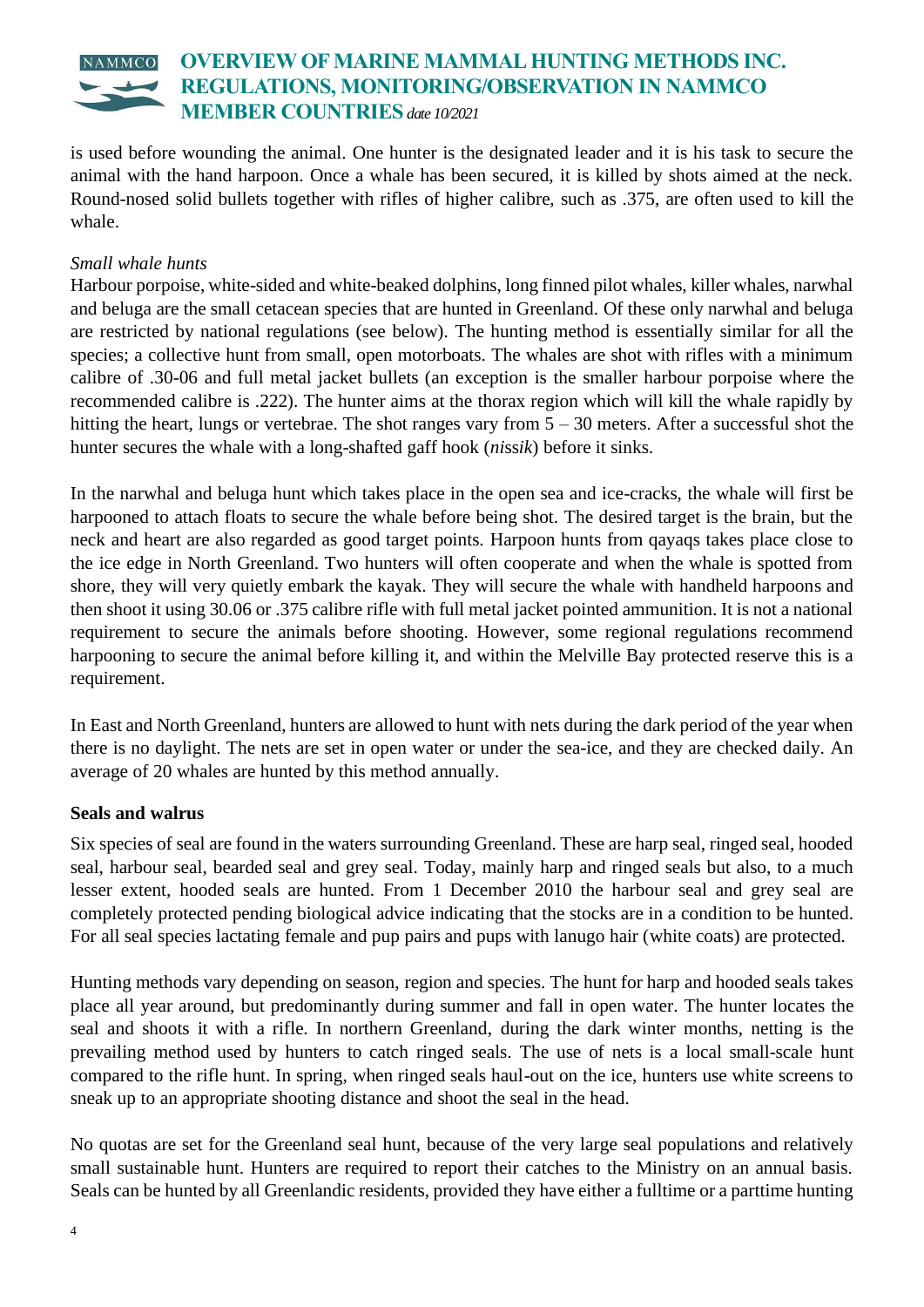is used before wounding the animal. One hunter is the designated leader and it is his task to secure the animal with the hand harpoon. Once a whale has been secured, it is killed by shots aimed at the neck. Round-nosed solid bullets together with rifles of higher calibre, such as .375, are often used to kill the whale.

*Small whale hunts*

Harbour porpoise, white-sided and white-beaked dolphins, long finned pilot whales, killer whales, narwhal and beluga are the small cetacean species that are hunted in Greenland. Of these only narwhal and beluga are restricted by national regulations (see below). The hunting method is essentially similar for all the species; a collective hunt from small, open motorboats. The whales are shot with rifles with a minimum calibre of .30-06 and full metal jacket bullets (an exception is the smaller harbour porpoise where the recommended calibre is .222). The hunter aims at the thorax region which will kill the whale rapidly by hitting the heart, lungs or vertebrae. The shot ranges vary from 5 – 30 meters. After a successful shot the hunter secures the whale with a long-shafted gaff hook (*nissik*) before it sinks.

In the narwhal and beluga hunt which takes place in the open sea and ice-cracks, the whale will first be harpooned to attach floats to secure the whale before being shot. The desired target is the brain, but the neck and heart are also regarded as good target points. Harpoon hunts from qayaqs takes place close to the ice edge in North Greenland. Two hunters will often cooperate and when the whale is spotted from shore, they will very quietly embark the kayak. They will secure the whale with handheld harpoons and then shoot it using 30.06 or .375 calibre rifle with full metal jacket pointed ammunition. It is not a national requirement to secure the animals before shooting. However, some regional regulations recommend harpooning to secure the animal before killing it, and within the Melville Bay protected reserve this is a requirement.

In East and North Greenland, hunters are allowed to hunt with nets during the dark period of the year when there is no daylight. The nets are set in open water or under the sea-ice, and they are checked daily. An average of 20 whales are hunted by this method annually.

**Seals and walrus**

Six species of seal are found in the waters surrounding Greenland. These are harp seal, ringed seal, hooded seal, harbour seal, bearded seal and grey seal. Today, mainly harp and ringed seals but also, to a much lesser extent, hooded seals are hunted. From 1 December 2010 the harbour seal and grey seal are completely protected pending biological advice indicating that the stocks are in a condition to be hunted. For all seal species lactating female and pup pairs and pups with lanugo hair (white coats) are protected.

Hunting methods vary depending on season, region and species. The hunt for harp and hooded seals takes place all year around, but predominantly during summer and fall in open water. The hunter locates the seal and shoots it with a rifle. In northern Greenland, during the dark winter months, netting is the prevailing method used by hunters to catch ringed seals. The use of nets is a local small-scale hunt compared to the rifle hunt. In spring, when ringed seals haul-out on the ice, hunters use white screens to sneak up to an appropriate shooting distance and shoot the seal in the head.

No quotas are set for the Greenland seal hunt, because of the very large seal populations and relatively small sustainable hunt. Hunters are required to report their catches to the Ministry on an annual basis. Seals can be hunted by all Greenlandic residents, provided they have either a fulltime or a parttime hunting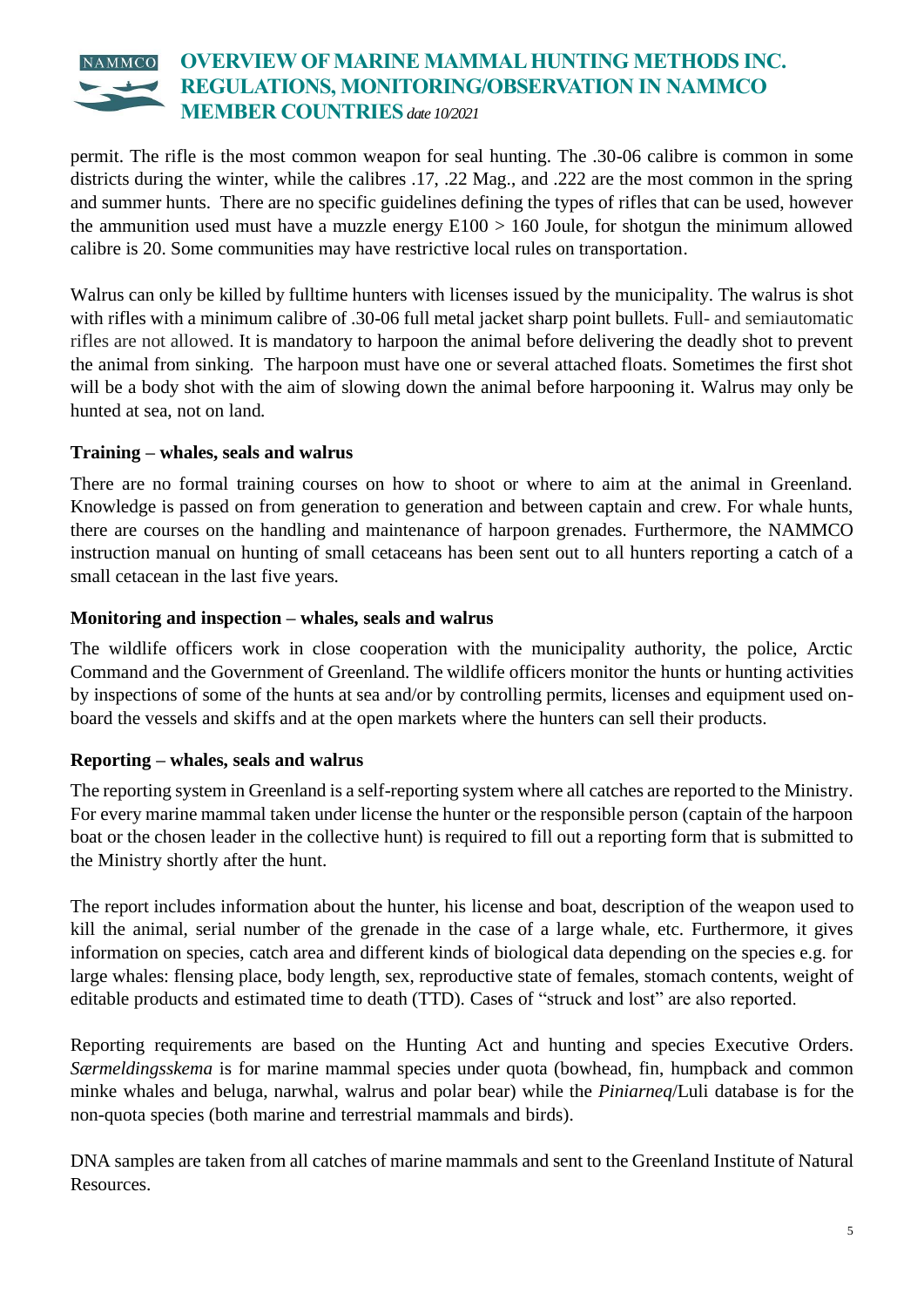permit. The rifle is the most common weapon for seal hunting. The .30-06 calibre is common in some districts during the winter, while the calibres .17, .22 Mag., and .222 are the most common in the spring and summer hunts. There are no specific guidelines defining the types of rifles that can be used, however the ammunition used must have a muzzle energy E100 > 160 Joule, for shotgun the minimum allowed calibre is 20. Some communities may have restrictive local rules on transportation.

Walrus can only be killed by fulltime hunters with licenses issued by the municipality. The walrus is shot with rifles with a minimum calibre of .30-06 full metal jacket sharp point bullets. Full- and semiautomatic rifles are not allowed. It is mandatory to harpoon the animal before delivering the deadly shot to prevent the animal from sinking. The harpoon must have one or several attached floats. Sometimes the first shot will be a body shot with the aim of slowing down the animal before harpooning it. Walrus may only be hunted at sea, not on land.

**Training – whales, seals and walrus**

There are no formal training courses on how to shoot or where to aim at the animal in Greenland. Knowledge is passed on from generation to generation and between captain and crew. For whale hunts, there are courses on the handling and maintenance of harpoon grenades. Furthermore, the NAMMCO instruction manual on hunting of small cetaceans has been sent out to all hunters reporting a catch of a small cetacean in the last five years.

**Monitoring and inspection – whales, seals and walrus**

The wildlife officers work in close cooperation with the municipality authority, the police, Arctic Command and the Government of Greenland. The wildlife officers monitor the hunts or hunting activities by inspections of some of the hunts at sea and/or by controlling permits, licenses and equipment used on-board the vessels and skiffs and at the open markets where the hunters can sell their products.

**Reporting – whales, seals and walrus**

The reporting system in Greenland is a self-reporting system where all catches are reported to the Ministry. For every marine mammal taken under license the hunter or the responsible person (captain of the harpoon boat or the chosen leader in the collective hunt) is required to fill out a reporting form that is submitted to the Ministry shortly after the hunt.

The report includes information about the hunter, his license and boat, description of the weapon used to kill the animal, serial number of the grenade in the case of a large whale, etc. Furthermore, it gives information on species, catch area and different kinds of biological data depending on the species e.g. for large whales: flensing place, body length, sex, reproductive state of females, stomach contents, weight of editable products and estimated time to death (TTD). Cases of "struck and lost" are also reported.

Reporting requirements are based on the Hunting Act and hunting and species Executive Orders. *Særmeldingsskema* is for marine mammal species under quota (bowhead, fin, humpback and common minke whales and beluga, narwhal, walrus and polar bear) while the *Piniarneq*/Luli database is for the non-quota species (both marine and terrestrial mammals and birds).

DNA samples are taken from all catches of marine mammals and sent to the Greenland Institute of Natural Resources.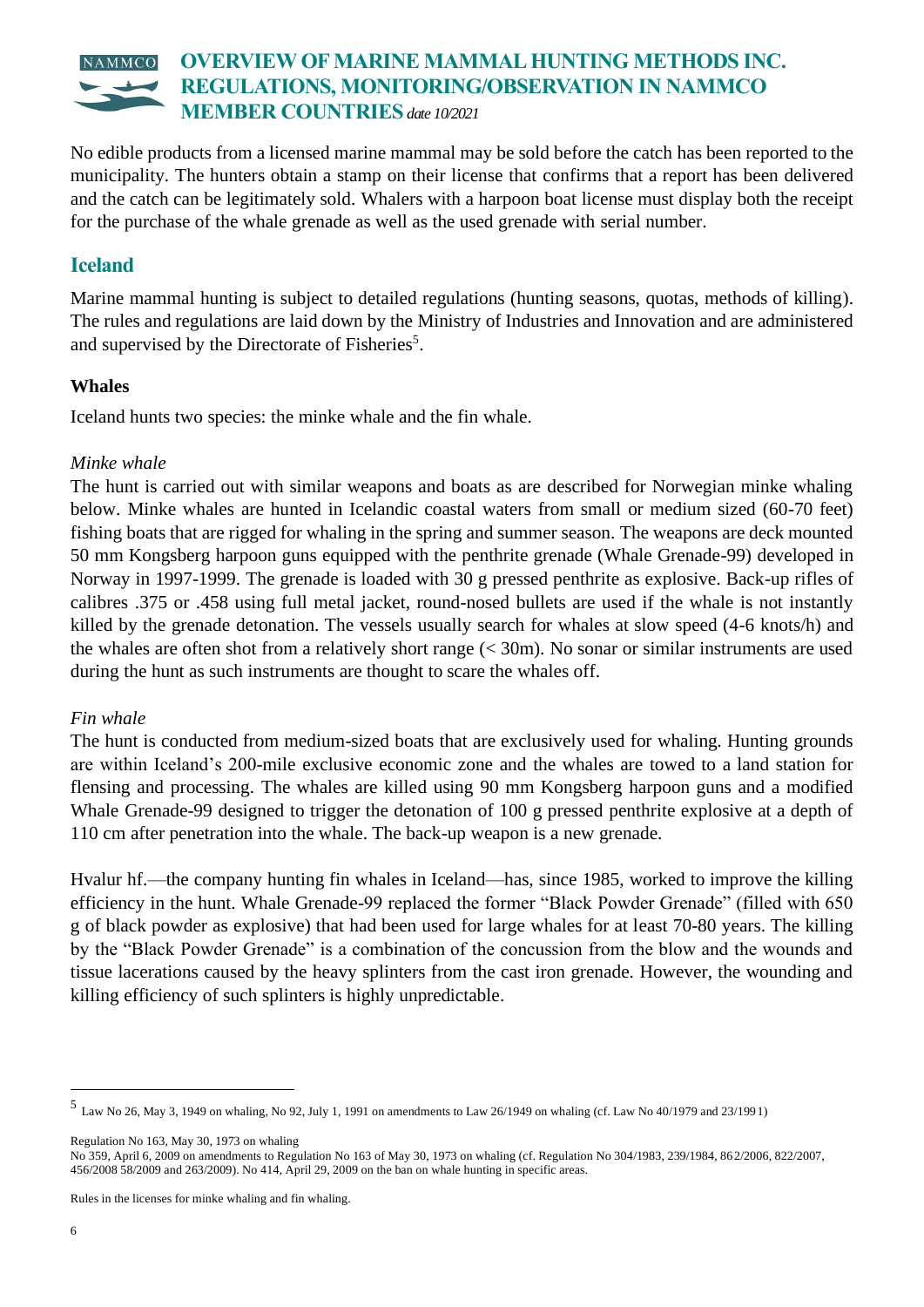No edible products from a licensed marine mammal may be sold before the catch has been reported to the municipality. The hunters obtain a stamp on their license that confirms that a report has been delivered and the catch can be legitimately sold. Whalers with a harpoon boat license must display both the receipt for the purchase of the whale grenade as well as the used grenade with serial number.

## Iceland

Marine mammal hunting is subject to detailed regulations (hunting seasons, quotas, methods of killing). The rules and regulations are laid down by the Ministry of Industries and Innovation and are administered and supervised by the Directorate of Fisheries[5].

### Whales

Iceland hunts two species: the minke whale and the fin whale.

*Minke whale*

The hunt is carried out with similar weapons and boats as are described for Norwegian minke whaling below. Minke whales are hunted in Icelandic coastal waters from small or medium sized (60-70 feet) fishing boats that are rigged for whaling in the spring and summer season. The weapons are deck mounted 50 mm Kongsberg harpoon guns equipped with the penthrite grenade (Whale Grenade-99) developed in Norway in 1997-1999. The grenade is loaded with 30 g pressed penthrite as explosive. Back-up rifles of calibres .375 or .458 using full metal jacket, round-nosed bullets are used if the whale is not instantly killed by the grenade detonation. The vessels usually search for whales at slow speed (4-6 knots/h) and the whales are often shot from a relatively short range (< 30m). No sonar or similar instruments are used during the hunt as such instruments are thought to scare the whales off.

*Fin whale*

The hunt is conducted from medium-sized boats that are exclusively used for whaling. Hunting grounds are within Iceland's 200-mile exclusive economic zone and the whales are towed to a land station for flensing and processing. The whales are killed using 90 mm Kongsberg harpoon guns and a modified Whale Grenade-99 designed to trigger the detonation of 100 g pressed penthrite explosive at a depth of 110 cm after penetration into the whale. The back-up weapon is a new grenade.

Hvalur hf.—the company hunting fin whales in Iceland—has, since 1985, worked to improve the killing efficiency in the hunt. Whale Grenade-99 replaced the former "Black Powder Grenade" (filled with 650 g of black powder as explosive) that had been used for large whales for at least 70-80 years. The killing by the "Black Powder Grenade" is a combination of the concussion from the blow and the wounds and tissue lacerations caused by the heavy splinters from the cast iron grenade. However, the wounding and killing efficiency of such splinters is highly unpredictable.

---

[5] Law No 26, May 3, 1949 on whaling, No 92, July 1, 1991 on amendments to Law 26/1949 on whaling (cf. Law No 40/1979 and 23/1991)

Regulation No 163, May 30, 1973 on whaling

No 359, April 6, 2009 on amendments to Regulation No 163 of May 30, 1973 on whaling (cf. Regulation No 304/1983, 239/1984, 862/2006, 822/2007, 456/2008 58/2009 and 263/2009). No 414, April 29, 2009 on the ban on whale hunting in specific areas.

Rules in the licenses for minke whaling and fin whaling.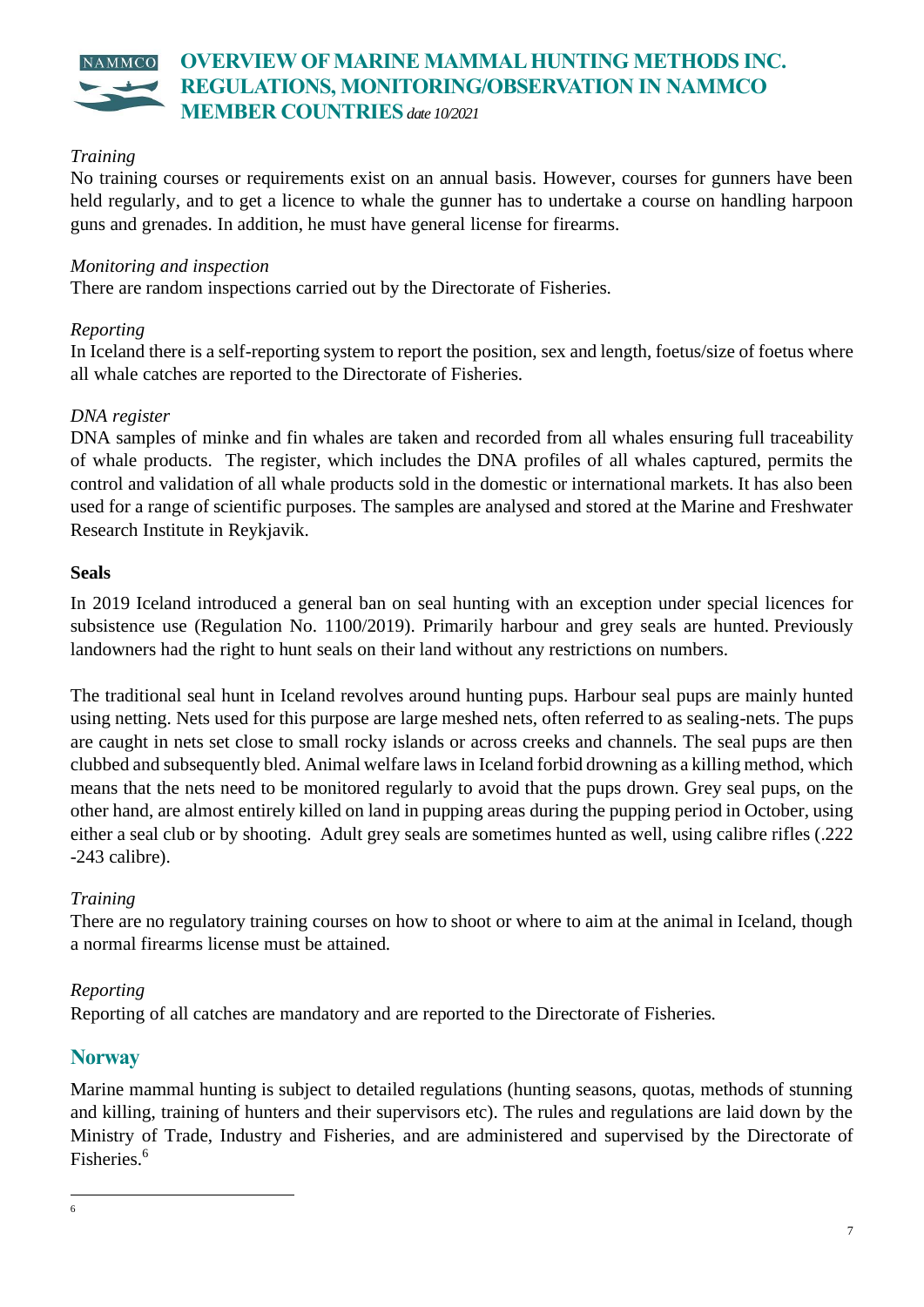*Training*

No training courses or requirements exist on an annual basis. However, courses for gunners have been held regularly, and to get a licence to whale the gunner has to undertake a course on handling harpoon guns and grenades. In addition, he must have general license for firearms.

*Monitoring and inspection*

There are random inspections carried out by the Directorate of Fisheries.

*Reporting*

In Iceland there is a self-reporting system to report the position, sex and length, foetus/size of foetus where all whale catches are reported to the Directorate of Fisheries.

*DNA register*

DNA samples of minke and fin whales are taken and recorded from all whales ensuring full traceability of whale products. The register, which includes the DNA profiles of all whales captured, permits the control and validation of all whale products sold in the domestic or international markets. It has also been used for a range of scientific purposes. The samples are analysed and stored at the Marine and Freshwater Research Institute in Reykjavik.

**Seals**

In 2019 Iceland introduced a general ban on seal hunting with an exception under special licences for subsistence use (Regulation No. 1100/2019). Primarily harbour and grey seals are hunted. Previously landowners had the right to hunt seals on their land without any restrictions on numbers.

The traditional seal hunt in Iceland revolves around hunting pups. Harbour seal pups are mainly hunted using netting. Nets used for this purpose are large meshed nets, often referred to as sealing-nets. The pups are caught in nets set close to small rocky islands or across creeks and channels. The seal pups are then clubbed and subsequently bled. Animal welfare laws in Iceland forbid drowning as a killing method, which means that the nets need to be monitored regularly to avoid that the pups drown. Grey seal pups, on the other hand, are almost entirely killed on land in pupping areas during the pupping period in October, using either a seal club or by shooting. Adult grey seals are sometimes hunted as well, using calibre rifles (.222 -243 calibre).

*Training*

There are no regulatory training courses on how to shoot or where to aim at the animal in Iceland, though a normal firearms license must be attained.

*Reporting*

Reporting of all catches are mandatory and are reported to the Directorate of Fisheries.

## Norway

Marine mammal hunting is subject to detailed regulations (hunting seasons, quotas, methods of stunning and killing, training of hunters and their supervisors etc). The rules and regulations are laid down by the Ministry of Trade, Industry and Fisheries, and are administered and supervised by the Directorate of Fisheries.[6]

---

[6]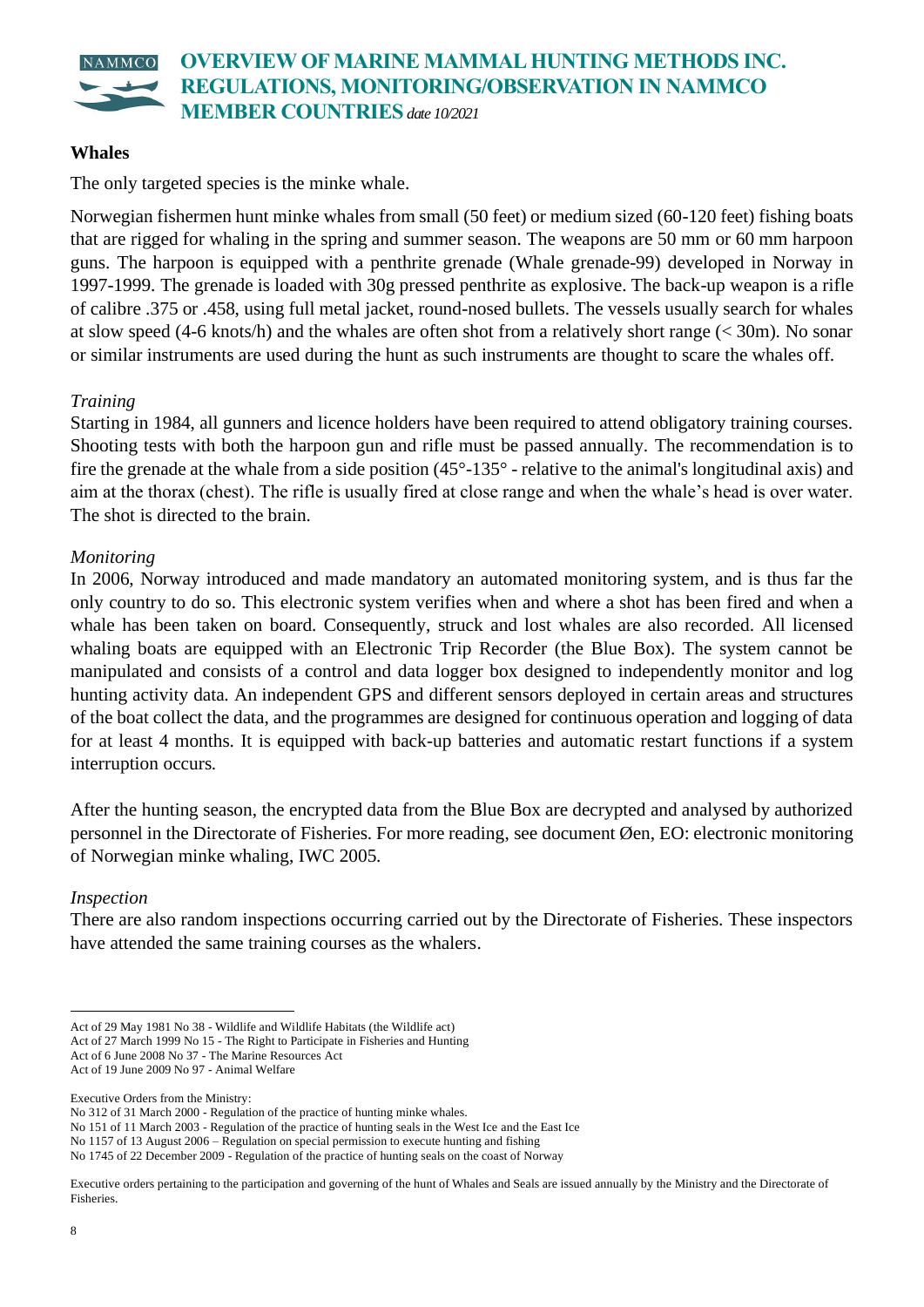## Whales

The only targeted species is the minke whale.

Norwegian fishermen hunt minke whales from small (50 feet) or medium sized (60-120 feet) fishing boats that are rigged for whaling in the spring and summer season. The weapons are 50 mm or 60 mm harpoon guns. The harpoon is equipped with a penthrite grenade (Whale grenade-99) developed in Norway in 1997-1999. The grenade is loaded with 30g pressed penthrite as explosive. The back-up weapon is a rifle of calibre .375 or .458, using full metal jacket, round-nosed bullets. The vessels usually search for whales at slow speed (4-6 knots/h) and the whales are often shot from a relatively short range (< 30m). No sonar or similar instruments are used during the hunt as such instruments are thought to scare the whales off.

*Training*

Starting in 1984, all gunners and licence holders have been required to attend obligatory training courses. Shooting tests with both the harpoon gun and rifle must be passed annually. The recommendation is to fire the grenade at the whale from a side position (45°-135° - relative to the animal's longitudinal axis) and aim at the thorax (chest). The rifle is usually fired at close range and when the whale's head is over water. The shot is directed to the brain.

*Monitoring*

In 2006, Norway introduced and made mandatory an automated monitoring system, and is thus far the only country to do so. This electronic system verifies when and where a shot has been fired and when a whale has been taken on board. Consequently, struck and lost whales are also recorded. All licensed whaling boats are equipped with an Electronic Trip Recorder (the Blue Box). The system cannot be manipulated and consists of a control and data logger box designed to independently monitor and log hunting activity data. An independent GPS and different sensors deployed in certain areas and structures of the boat collect the data, and the programmes are designed for continuous operation and logging of data for at least 4 months. It is equipped with back-up batteries and automatic restart functions if a system interruption occurs.

After the hunting season, the encrypted data from the Blue Box are decrypted and analysed by authorized personnel in the Directorate of Fisheries. For more reading, see document Øen, EO: electronic monitoring of Norwegian minke whaling, IWC 2005.

*Inspection*

There are also random inspections occurring carried out by the Directorate of Fisheries. These inspectors have attended the same training courses as the whalers.

---

Act of 29 May 1981 No 38 - Wildlife and Wildlife Habitats (the Wildlife act)
Act of 27 March 1999 No 15 - The Right to Participate in Fisheries and Hunting
Act of 6 June 2008 No 37 - The Marine Resources Act
Act of 19 June 2009 No 97 - Animal Welfare

Executive Orders from the Ministry:
No 312 of 31 March 2000 - Regulation of the practice of hunting minke whales.
No 151 of 11 March 2003 - Regulation of the practice of hunting seals in the West Ice and the East Ice
No 1157 of 13 August 2006 – Regulation on special permission to execute hunting and fishing
No 1745 of 22 December 2009 - Regulation of the practice of hunting seals on the coast of Norway

Executive orders pertaining to the participation and governing of the hunt of Whales and Seals are issued annually by the Ministry and the Directorate of Fisheries.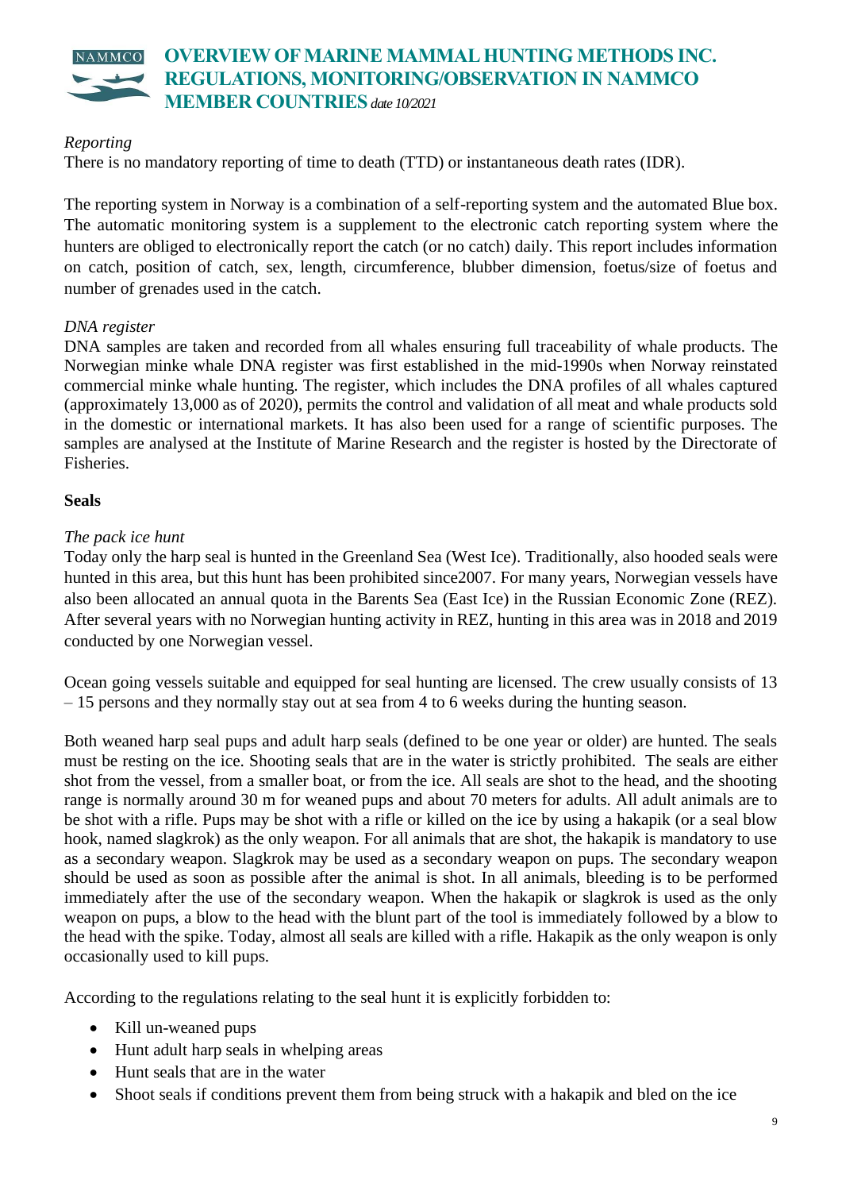*Reporting*

There is no mandatory reporting of time to death (TTD) or instantaneous death rates (IDR).

The reporting system in Norway is a combination of a self-reporting system and the automated Blue box. The automatic monitoring system is a supplement to the electronic catch reporting system where the hunters are obliged to electronically report the catch (or no catch) daily. This report includes information on catch, position of catch, sex, length, circumference, blubber dimension, foetus/size of foetus and number of grenades used in the catch.

*DNA register*

DNA samples are taken and recorded from all whales ensuring full traceability of whale products. The Norwegian minke whale DNA register was first established in the mid-1990s when Norway reinstated commercial minke whale hunting. The register, which includes the DNA profiles of all whales captured (approximately 13,000 as of 2020), permits the control and validation of all meat and whale products sold in the domestic or international markets. It has also been used for a range of scientific purposes. The samples are analysed at the Institute of Marine Research and the register is hosted by the Directorate of Fisheries.

**Seals**

*The pack ice hunt*

Today only the harp seal is hunted in the Greenland Sea (West Ice). Traditionally, also hooded seals were hunted in this area, but this hunt has been prohibited since2007. For many years, Norwegian vessels have also been allocated an annual quota in the Barents Sea (East Ice) in the Russian Economic Zone (REZ). After several years with no Norwegian hunting activity in REZ, hunting in this area was in 2018 and 2019 conducted by one Norwegian vessel.

Ocean going vessels suitable and equipped for seal hunting are licensed. The crew usually consists of 13 – 15 persons and they normally stay out at sea from 4 to 6 weeks during the hunting season.

Both weaned harp seal pups and adult harp seals (defined to be one year or older) are hunted. The seals must be resting on the ice. Shooting seals that are in the water is strictly prohibited. The seals are either shot from the vessel, from a smaller boat, or from the ice. All seals are shot to the head, and the shooting range is normally around 30 m for weaned pups and about 70 meters for adults. All adult animals are to be shot with a rifle. Pups may be shot with a rifle or killed on the ice by using a hakapik (or a seal blow hook, named slagkrok) as the only weapon. For all animals that are shot, the hakapik is mandatory to use as a secondary weapon. Slagkrok may be used as a secondary weapon on pups. The secondary weapon should be used as soon as possible after the animal is shot. In all animals, bleeding is to be performed immediately after the use of the secondary weapon. When the hakapik or slagkrok is used as the only weapon on pups, a blow to the head with the blunt part of the tool is immediately followed by a blow to the head with the spike. Today, almost all seals are killed with a rifle. Hakapik as the only weapon is only occasionally used to kill pups.

According to the regulations relating to the seal hunt it is explicitly forbidden to:

- Kill un-weaned pups
- Hunt adult harp seals in whelping areas
- Hunt seals that are in the water
- Shoot seals if conditions prevent them from being struck with a hakapik and bled on the ice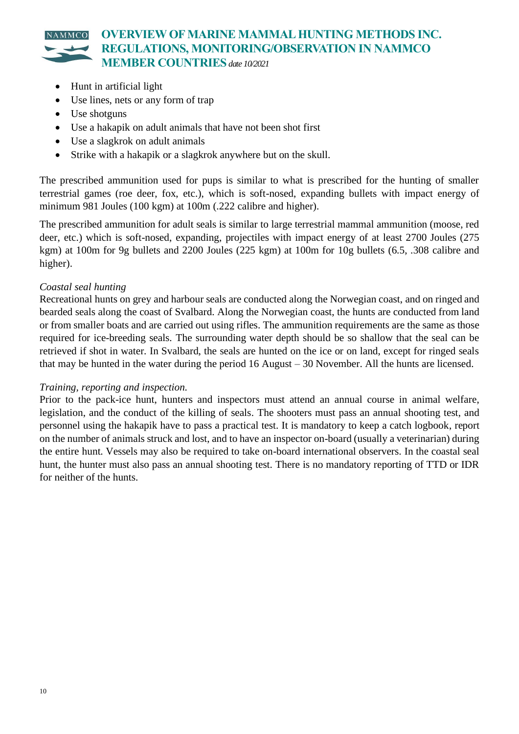- Hunt in artificial light
- Use lines, nets or any form of trap
- Use shotguns
- Use a hakapik on adult animals that have not been shot first
- Use a slagkrok on adult animals
- Strike with a hakapik or a slagkrok anywhere but on the skull.

The prescribed ammunition used for pups is similar to what is prescribed for the hunting of smaller terrestrial games (roe deer, fox, etc.), which is soft-nosed, expanding bullets with impact energy of minimum 981 Joules (100 kgm) at 100m (.222 calibre and higher).

The prescribed ammunition for adult seals is similar to large terrestrial mammal ammunition (moose, red deer, etc.) which is soft-nosed, expanding, projectiles with impact energy of at least 2700 Joules (275 kgm) at 100m for 9g bullets and 2200 Joules (225 kgm) at 100m for 10g bullets (6.5, .308 calibre and higher).

*Coastal seal hunting*

Recreational hunts on grey and harbour seals are conducted along the Norwegian coast, and on ringed and bearded seals along the coast of Svalbard. Along the Norwegian coast, the hunts are conducted from land or from smaller boats and are carried out using rifles. The ammunition requirements are the same as those required for ice-breeding seals. The surrounding water depth should be so shallow that the seal can be retrieved if shot in water. In Svalbard, the seals are hunted on the ice or on land, except for ringed seals that may be hunted in the water during the period 16 August – 30 November. All the hunts are licensed.

*Training, reporting and inspection.*

Prior to the pack-ice hunt, hunters and inspectors must attend an annual course in animal welfare, legislation, and the conduct of the killing of seals. The shooters must pass an annual shooting test, and personnel using the hakapik have to pass a practical test. It is mandatory to keep a catch logbook, report on the number of animals struck and lost, and to have an inspector on-board (usually a veterinarian) during the entire hunt. Vessels may also be required to take on-board international observers. In the coastal seal hunt, the hunter must also pass an annual shooting test. There is no mandatory reporting of TTD or IDR for neither of the hunts.